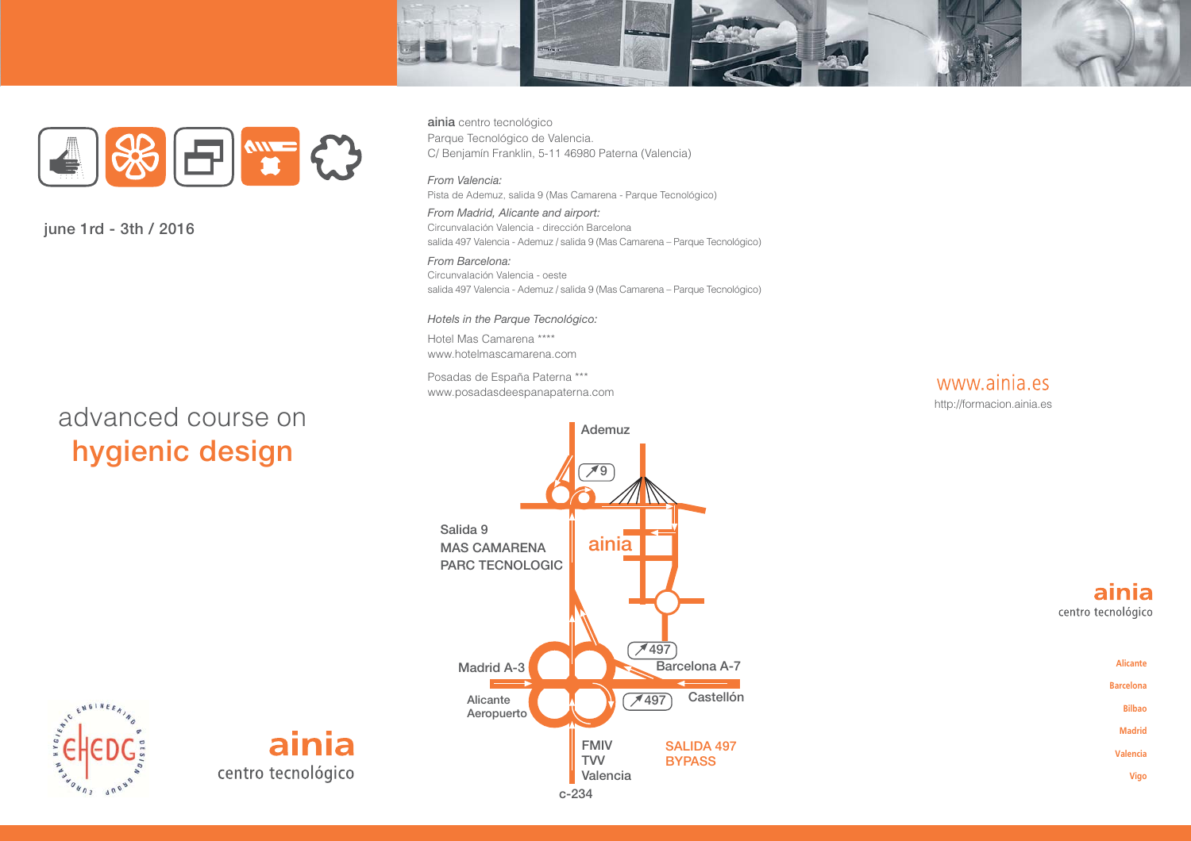june 1rd - 3th / 2016

# advanced course on **hygienic design**

**ainia** centro tecnológico

**ainia** centro tecnológico
Parque Tecnológico de Valencia.
C/ Benjamín Franklin, 5-11 46980 Paterna (Valencia)

*From Valencia:*
Pista de Ademuz, salida 9 (Mas Camarena - Parque Tecnológico)

*From Madrid, Alicante and airport:*
Circunvalación Valencia - dirección Barcelona
salida 497 Valencia - Ademuz / salida 9 (Mas Camarena – Parque Tecnológico)

*From Barcelona:*
Circunvalación Valencia - oeste
salida 497 Valencia - Ademuz / salida 9 (Mas Camarena – Parque Tecnológico)

*Hotels in the Parque Tecnológico:*

Hotel Mas Camarena ****
www.hotelmascamarena.com

Posadas de España Paterna ***
www.posadasdeespanapaterna.com

Ademuz

9

Salida 9
MAS CAMARENA
PARC TECNOLOGIC

ainia

497

Madrid A-3

Barcelona A-7

Alicante
Aeropuerto

497

Castellón

FMIV
TVV
Valencia

SALIDA 497
BYPASS

c-234

www.ainia.es
http://formacion.ainia.es

**ainia**
centro tecnológico

Alicante
Barcelona
Bilbao
Madrid
Valencia
Vigo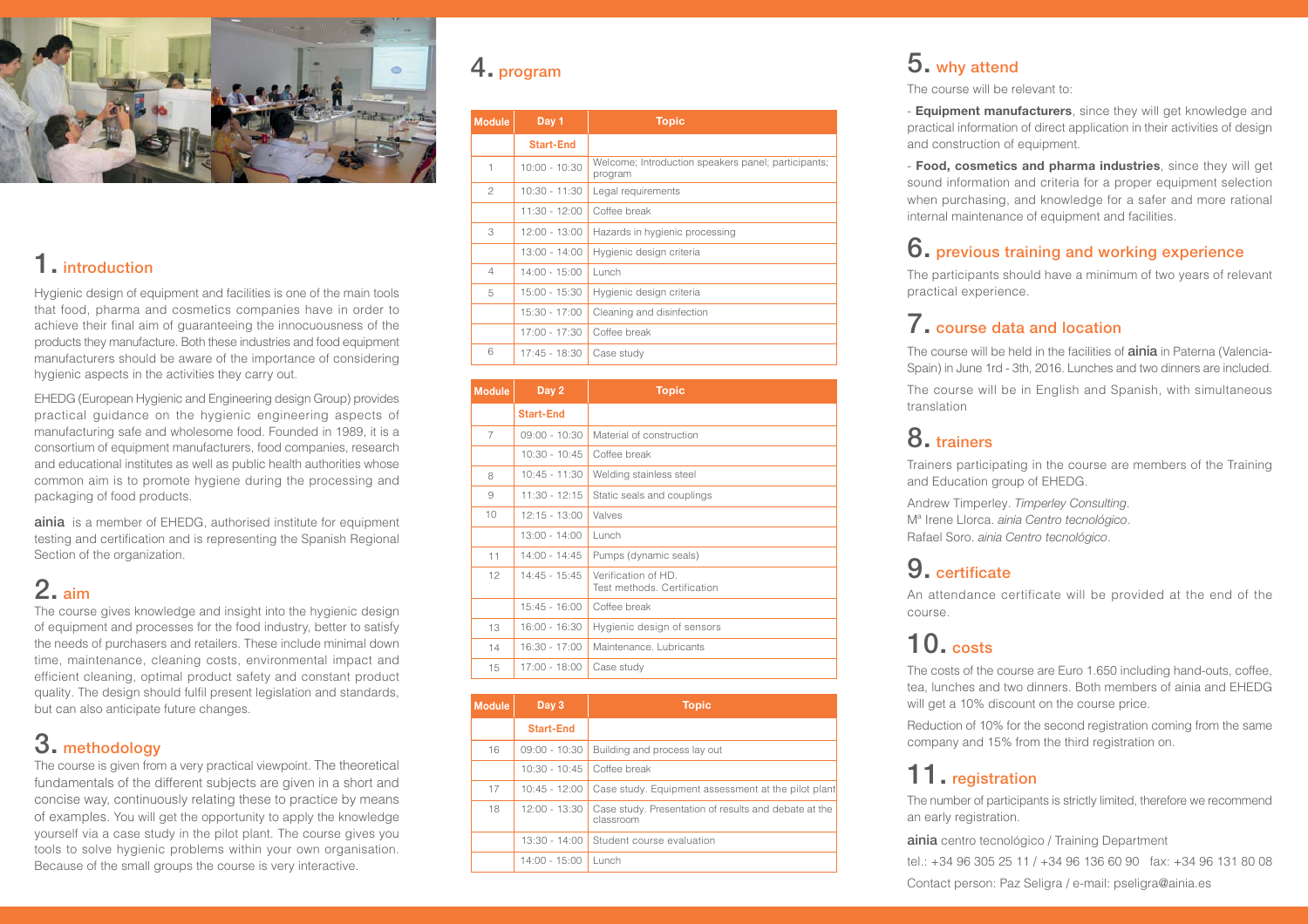## 1. introduction

Hygienic design of equipment and facilities is one of the main tools that food, pharma and cosmetics companies have in order to achieve their final aim of guaranteeing the innocuousness of the products they manufacture. Both these industries and food equipment manufacturers should be aware of the importance of considering hygienic aspects in the activities they carry out.

EHEDG (European Hygienic and Engineering design Group) provides practical guidance on the hygienic engineering aspects of manufacturing safe and wholesome food. Founded in 1989, it is a consortium of equipment manufacturers, food companies, research and educational institutes as well as public health authorities whose common aim is to promote hygiene during the processing and packaging of food products.

**ainia** is a member of EHEDG, authorised institute for equipment testing and certification and is representing the Spanish Regional Section of the organization.

## 2. aim

The course gives knowledge and insight into the hygienic design of equipment and processes for the food industry, better to satisfy the needs of purchasers and retailers. These include minimal down time, maintenance, cleaning costs, environmental impact and efficient cleaning, optimal product safety and constant product quality. The design should fulfil present legislation and standards, but can also anticipate future changes.

## 3. methodology

The course is given from a very practical viewpoint. The theoretical fundamentals of the different subjects are given in a short and concise way, continuously relating these to practice by means of examples. You will get the opportunity to apply the knowledge yourself via a case study in the pilot plant. The course gives you tools to solve hygienic problems within your own organisation. Because of the small groups the course is very interactive.

## 4. program

| Module | Day 1 | Topic |
|---|---|---|
| | **Start-End** | |
| 1 | 10:00 - 10:30 | Welcome; Introduction speakers panel; participants; program |
| 2 | 10:30 - 11:30 | Legal requirements |
| | 11:30 - 12:00 | Coffee break |
| 3 | 12:00 - 13:00 | Hazards in hygienic processing |
| | 13:00 - 14:00 | Hygienic design criteria |
| 4 | 14:00 - 15:00 | Lunch |
| 5 | 15:00 - 15:30 | Hygienic design criteria |
| | 15:30 - 17:00 | Cleaning and disinfection |
| | 17:00 - 17:30 | Coffee break |
| 6 | 17:45 - 18:30 | Case study |

| Module | Day 2 | Topic |
|---|---|---|
| | **Start-End** | |
| 7 | 09:00 - 10:30 | Material of construction |
| | 10:30 - 10:45 | Coffee break |
| 8 | 10:45 - 11:30 | Welding stainless steel |
| 9 | 11:30 - 12:15 | Static seals and couplings |
| 10 | 12:15 - 13:00 | Valves |
| | 13:00 - 14:00 | Lunch |
| 11 | 14:00 - 14:45 | Pumps (dynamic seals) |
| 12 | 14:45 - 15:45 | Verification of HD. Test methods. Certification |
| | 15:45 - 16:00 | Coffee break |
| 13 | 16:00 - 16:30 | Hygienic design of sensors |
| 14 | 16:30 - 17:00 | Maintenance. Lubricants |
| 15 | 17:00 - 18:00 | Case study |

| Module | Day 3 | Topic |
|---|---|---|
| | **Start-End** | |
| 16 | 09:00 - 10:30 | Building and process lay out |
| | 10:30 - 10:45 | Coffee break |
| 17 | 10:45 - 12:00 | Case study. Equipment assessment at the pilot plant |
| 18 | 12:00 - 13:30 | Case study. Presentation of results and debate at the classroom |
| | 13:30 - 14:00 | Student course evaluation |
| | 14:00 - 15:00 | Lunch |

## 5. why attend

The course will be relevant to:

- **Equipment manufacturers**, since they will get knowledge and practical information of direct application in their activities of design and construction of equipment.

- **Food, cosmetics and pharma industries**, since they will get sound information and criteria for a proper equipment selection when purchasing, and knowledge for a safer and more rational internal maintenance of equipment and facilities.

## 6. previous training and working experience

The participants should have a minimum of two years of relevant practical experience.

## 7. course data and location

The course will be held in the facilities of **ainia** in Paterna (Valencia-Spain) in June 1rd - 3th, 2016. Lunches and two dinners are included.

The course will be in English and Spanish, with simultaneous translation

## 8. trainers

Trainers participating in the course are members of the Training and Education group of EHEDG.

Andrew Timperley. *Timperley Consulting*.
Mª Irene Llorca. *ainia Centro tecnológico*.
Rafael Soro. *ainia Centro tecnológico*.

## 9. certificate

An attendance certificate will be provided at the end of the course.

## 10. costs

The costs of the course are Euro 1.650 including hand-outs, coffee, tea, lunches and two dinners. Both members of ainia and EHEDG will get a 10% discount on the course price.

Reduction of 10% for the second registration coming from the same company and 15% from the third registration on.

## 11. registration

The number of participants is strictly limited, therefore we recommend an early registration.

**ainia** centro tecnológico / Training Department

tel.: +34 96 305 25 11 / +34 96 136 60 90 fax: +34 96 131 80 08

Contact person: Paz Seligra / e-mail: pseligra@ainia.es